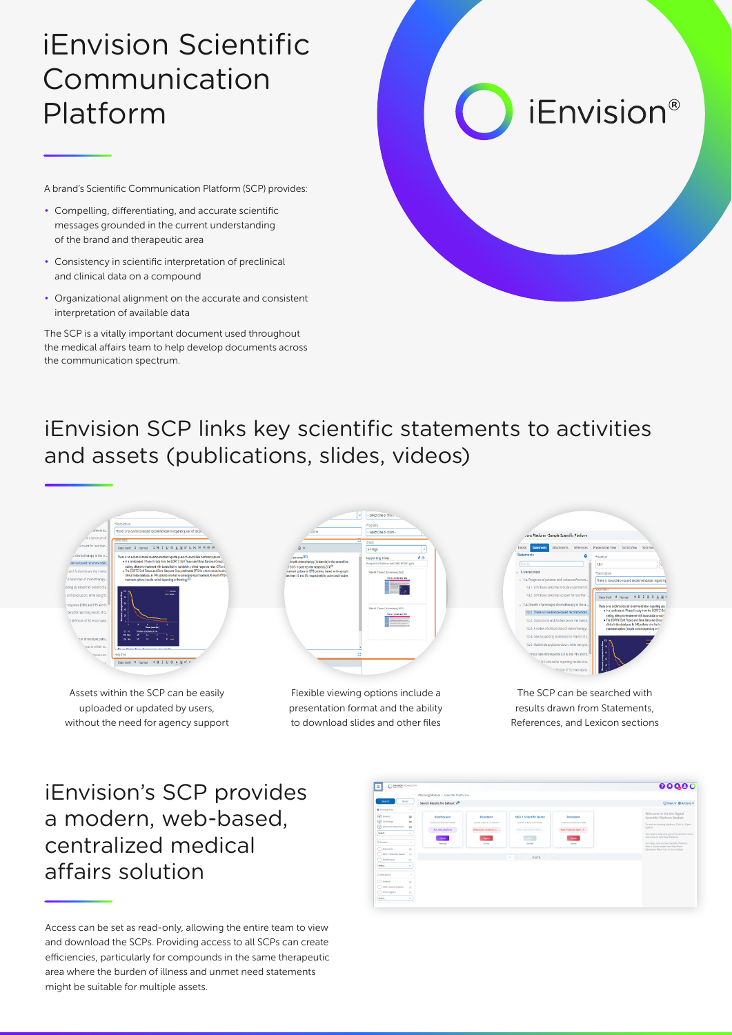# iEnvision Scientific Communication Platform

A brand's Scientific Communication Platform (SCP) provides:

- Compelling, differentiating, and accurate scientific messages grounded in the current understanding of the brand and therapeutic area
- Consistency in scientific interpretation of preclinical and clinical data on a compound
- Organizational alignment on the accurate and consistent interpretation of available data

The SCP is a vitally important document used throughout the medical affairs team to help develop documents across the communication spectrum.

## iEnvision SCP links key scientific statements to activities and assets (publications, slides, videos)

Assets within the SCP can be easily uploaded or updated by users, without the need for agency support

Flexible viewing options include a presentation format and the ability to download slides and other files

The SCP can be searched with results drawn from Statements, References, and Lexicon sections

## iEnvision's SCP provides a modern, web-based, centralized medical affairs solution

Access can be set as read-only, allowing the entire team to view and download the SCPs. Providing access to all SCPs can create efficiencies, particularly for compounds in the same therapeutic area where the burden of illness and unmet need statements might be suitable for multiple assets.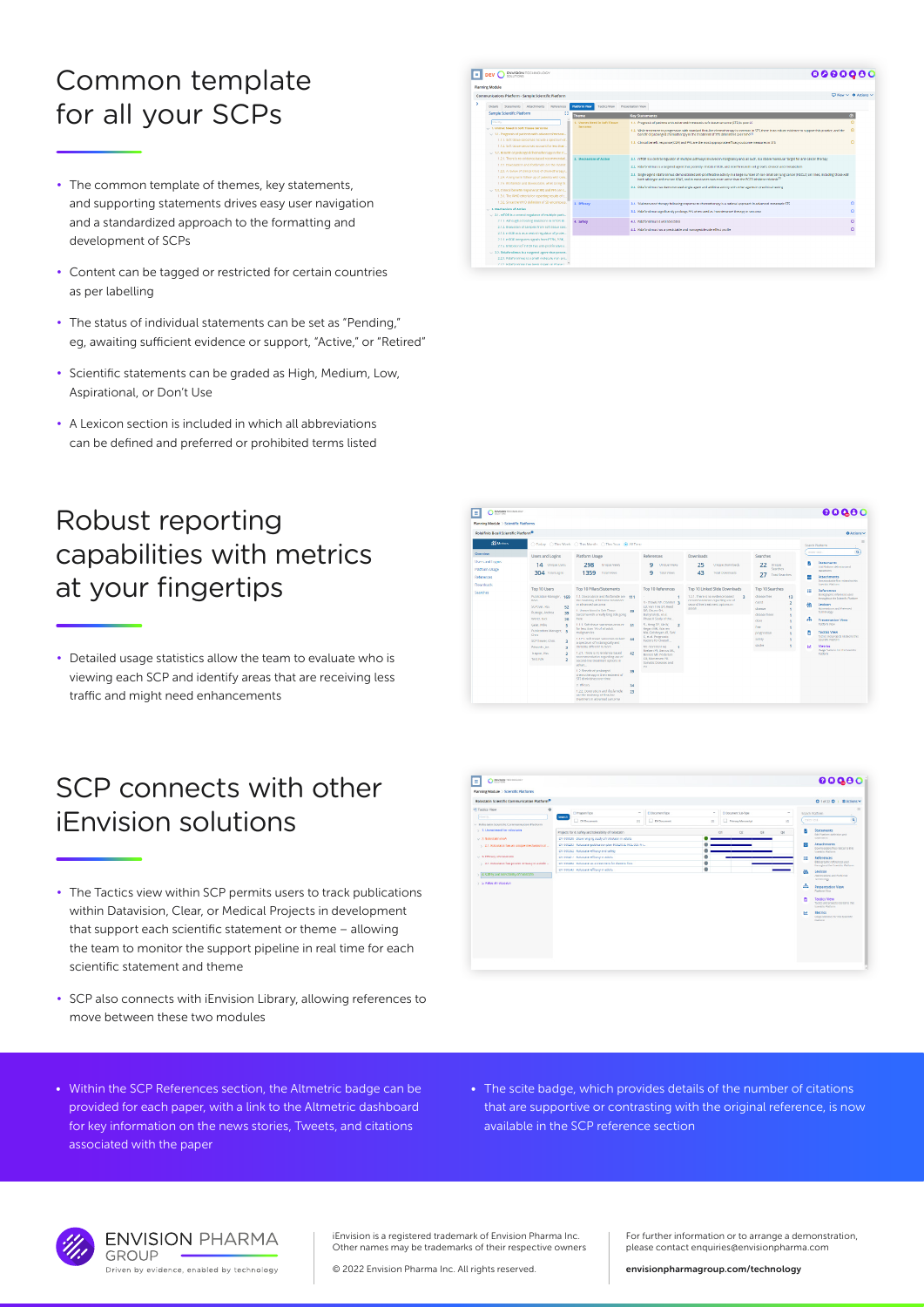# Common template for all your SCPs

- The common template of themes, key statements, and supporting statements drives easy user navigation and a standardized approach to the formatting and development of SCPs
- Content can be tagged or restricted for certain countries as per labelling
- The status of individual statements can be set as "Pending," eg, awaiting sufficient evidence or support, "Active," or "Retired"
- Scientific statements can be graded as High, Medium, Low, Aspirational, or Don't Use
- A Lexicon section is included in which all abbreviations can be defined and preferred or prohibited terms listed

# Robust reporting capabilities with metrics at your fingertips

- Detailed usage statistics allow the team to evaluate who is viewing each SCP and identify areas that are receiving less traffic and might need enhancements

# SCP connects with other iEnvision solutions

- The Tactics view within SCP permits users to track publications within Datavision, Clear, or Medical Projects in development that support each scientific statement or theme – allowing the team to monitor the support pipeline in real time for each scientific statement and theme
- SCP also connects with iEnvision Library, allowing references to move between these two modules

- Within the SCP References section, the Altmetric badge can be provided for each paper, with a link to the Altmetric dashboard for key information on the news stories, Tweets, and citations associated with the paper
- The scite badge, which provides details of the number of citations that are supportive or contrasting with the original reference, is now available in the SCP reference section

ENVISION PHARMA GROUP

Driven by evidence, enabled by technology

iEnvision is a registered trademark of Envision Pharma Inc. Other names may be trademarks of their respective owners

© 2022 Envision Pharma Inc. All rights reserved.

For further information or to arrange a demonstration, please contact enquiries@envisionpharma.com

**envisionpharmagroup.com/technology**